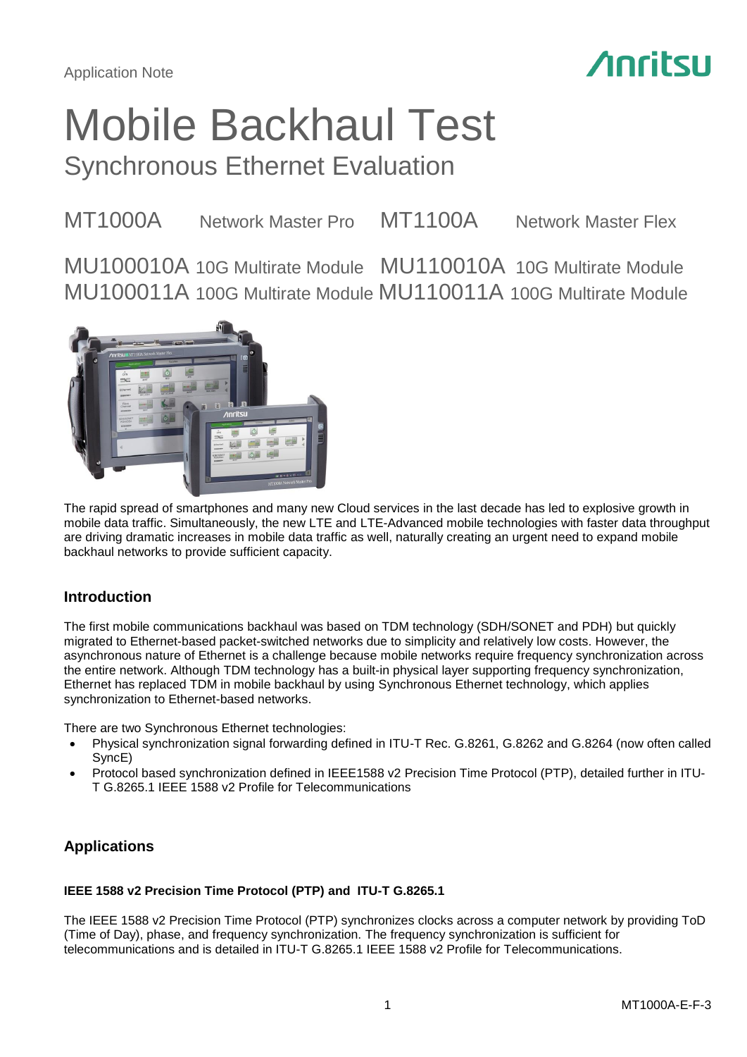Application Note

# Mobile Backhaul Test

## Synchronous Ethernet Evaluation

MT1000A Network Master Pro MT1100A Network Master Flex

MU100010A 10G Multirate Module MU110010A 10G Multirate Module
MU100011A 100G Multirate Module MU110011A 100G Multirate Module

The rapid spread of smartphones and many new Cloud services in the last decade has led to explosive growth in mobile data traffic. Simultaneously, the new LTE and LTE-Advanced mobile technologies with faster data throughput are driving dramatic increases in mobile data traffic as well, naturally creating an urgent need to expand mobile backhaul networks to provide sufficient capacity.

### Introduction

The first mobile communications backhaul was based on TDM technology (SDH/SONET and PDH) but quickly migrated to Ethernet-based packet-switched networks due to simplicity and relatively low costs. However, the asynchronous nature of Ethernet is a challenge because mobile networks require frequency synchronization across the entire network. Although TDM technology has a built-in physical layer supporting frequency synchronization, Ethernet has replaced TDM in mobile backhaul by using Synchronous Ethernet technology, which applies synchronization to Ethernet-based networks.

There are two Synchronous Ethernet technologies:

- Physical synchronization signal forwarding defined in ITU-T Rec. G.8261, G.8262 and G.8264 (now often called SyncE)
- Protocol based synchronization defined in IEEE1588 v2 Precision Time Protocol (PTP), detailed further in ITU-T G.8265.1 IEEE 1588 v2 Profile for Telecommunications

### Applications

#### IEEE 1588 v2 Precision Time Protocol (PTP) and ITU-T G.8265.1

The IEEE 1588 v2 Precision Time Protocol (PTP) synchronizes clocks across a computer network by providing ToD (Time of Day), phase, and frequency synchronization. The frequency synchronization is sufficient for telecommunications and is detailed in ITU-T G.8265.1 IEEE 1588 v2 Profile for Telecommunications.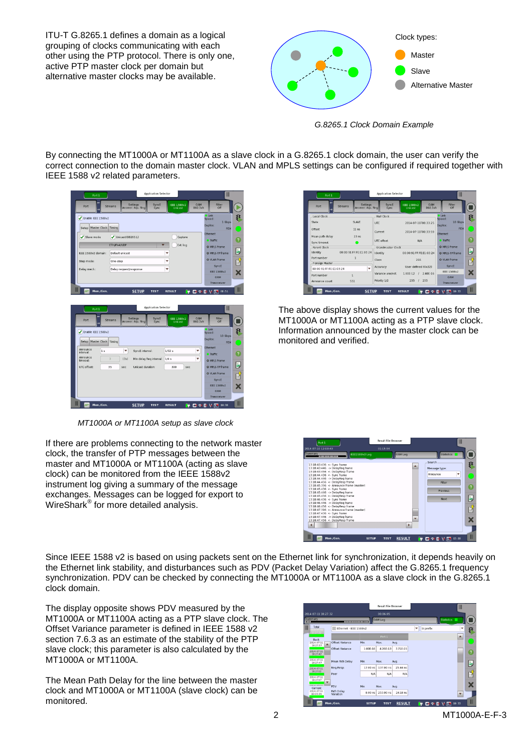ITU-T G.8265.1 defines a domain as a logical grouping of clocks communicating with each other using the PTP protocol. There is only one, active PTP master clock per domain but alternative master clocks may be available.

Clock types:

- Master
- Slave
- Alternative Master

*G.8265.1 Clock Domain Example*

By connecting the MT1000A or MT1100A as a slave clock in a G.8265.1 clock domain, the user can verify the correct connection to the domain master clock. VLAN and MPLS settings can be configured if required together with IEEE 1588 v2 related parameters.

*MT1000A or MT1100A setup as slave clock*

The above display shows the current values for the MT1000A or MT1100A acting as a PTP slave clock. Information announced by the master clock can be monitored and verified.

If there are problems connecting to the network master clock, the transfer of PTP messages between the master and MT1000A or MT1100A (acting as slave clock) can be monitored from the IEEE 1588v2 instrument log giving a summary of the message exchanges. Messages can be logged for export to WireShark® for more detailed analysis.

Since IEEE 1588 v2 is based on using packets sent on the Ethernet link for synchronization, it depends heavily on the Ethernet link stability, and disturbances such as PDV (Packet Delay Variation) affect the G.8265.1 frequency synchronization. PDV can be checked by connecting the MT1000A or MT1100A as a slave clock in the G.8265.1 clock domain.

The display opposite shows PDV measured by the MT1000A or MT1100A acting as a PTP slave clock. The Offset Variance parameter is defined in IEEE 1588 v2 section 7.6.3 as an estimate of the stability of the PTP slave clock; this parameter is also calculated by the MT1000A or MT1100A.

The Mean Path Delay for the line between the master clock and MT1000A or MT1100A (slave clock) can be monitored.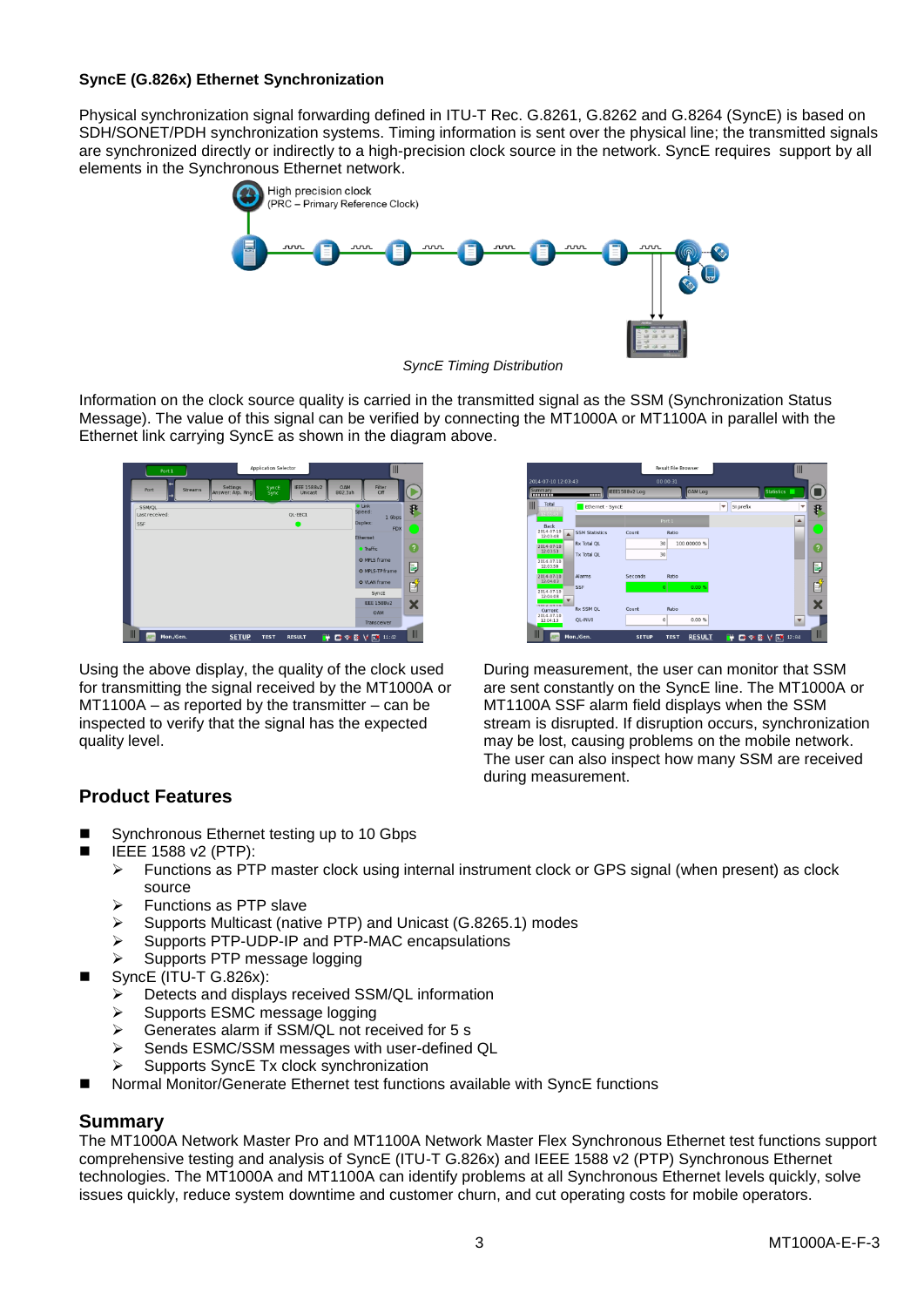**SyncE (G.826x) Ethernet Synchronization**

Physical synchronization signal forwarding defined in ITU-T Rec. G.8261, G.8262 and G.8264 (SyncE) is based on SDH/SONET/PDH synchronization systems. Timing information is sent over the physical line; the transmitted signals are synchronized directly or indirectly to a high-precision clock source in the network. SyncE requires support by all elements in the Synchronous Ethernet network.

*SyncE Timing Distribution*

Information on the clock source quality is carried in the transmitted signal as the SSM (Synchronization Status Message). The value of this signal can be verified by connecting the MT1000A or MT1100A in parallel with the Ethernet link carrying SyncE as shown in the diagram above.

Using the above display, the quality of the clock used for transmitting the signal received by the MT1000A or MT1100A – as reported by the transmitter – can be inspected to verify that the signal has the expected quality level.

During measurement, the user can monitor that SSM are sent constantly on the SyncE line. The MT1000A or MT1100A SSF alarm field displays when the SSM stream is disrupted. If disruption occurs, synchronization may be lost, causing problems on the mobile network. The user can also inspect how many SSM are received during measurement.

## Product Features

- Synchronous Ethernet testing up to 10 Gbps
- IEEE 1588 v2 (PTP):
  - Functions as PTP master clock using internal instrument clock or GPS signal (when present) as clock source
  - Functions as PTP slave
  - Supports Multicast (native PTP) and Unicast (G.8265.1) modes
  - Supports PTP-UDP-IP and PTP-MAC encapsulations
  - Supports PTP message logging
- SyncE (ITU-T G.826x):
  - Detects and displays received SSM/QL information
  - Supports ESMC message logging
  - Generates alarm if SSM/QL not received for 5 s
  - Sends ESMC/SSM messages with user-defined QL
  - Supports SyncE Tx clock synchronization
- Normal Monitor/Generate Ethernet test functions available with SyncE functions

## Summary

The MT1000A Network Master Pro and MT1100A Network Master Flex Synchronous Ethernet test functions support comprehensive testing and analysis of SyncE (ITU-T G.826x) and IEEE 1588 v2 (PTP) Synchronous Ethernet technologies. The MT1000A and MT1100A can identify problems at all Synchronous Ethernet levels quickly, solve issues quickly, reduce system downtime and customer churn, and cut operating costs for mobile operators.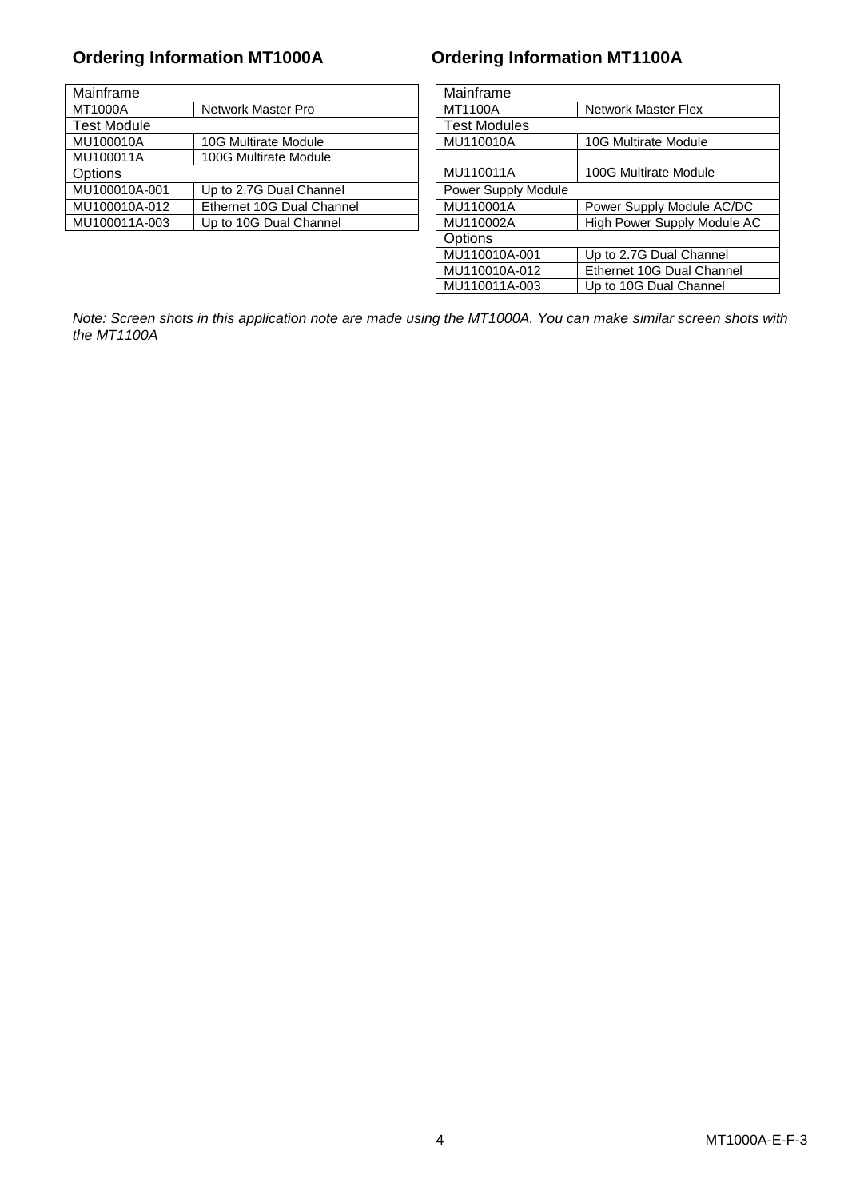## Ordering Information MT1000A

| Mainframe | |
|---|---|
| MT1000A | Network Master Pro |
| Test Module | |
| MU100010A | 10G Multirate Module |
| MU100011A | 100G Multirate Module |
| Options | |
| MU100010A-001 | Up to 2.7G Dual Channel |
| MU100010A-012 | Ethernet 10G Dual Channel |
| MU100011A-003 | Up to 10G Dual Channel |

## Ordering Information MT1100A

| Mainframe | |
|---|---|
| MT1100A | Network Master Flex |
| Test Modules | |
| MU110010A | 10G Multirate Module |
| | |
| MU110011A | 100G Multirate Module |
| Power Supply Module | |
| MU110001A | Power Supply Module AC/DC |
| MU110002A | High Power Supply Module AC |
| Options | |
| MU110010A-001 | Up to 2.7G Dual Channel |
| MU110010A-012 | Ethernet 10G Dual Channel |
| MU110011A-003 | Up to 10G Dual Channel |

*Note: Screen shots in this application note are made using the MT1000A. You can make similar screen shots with the MT1100A*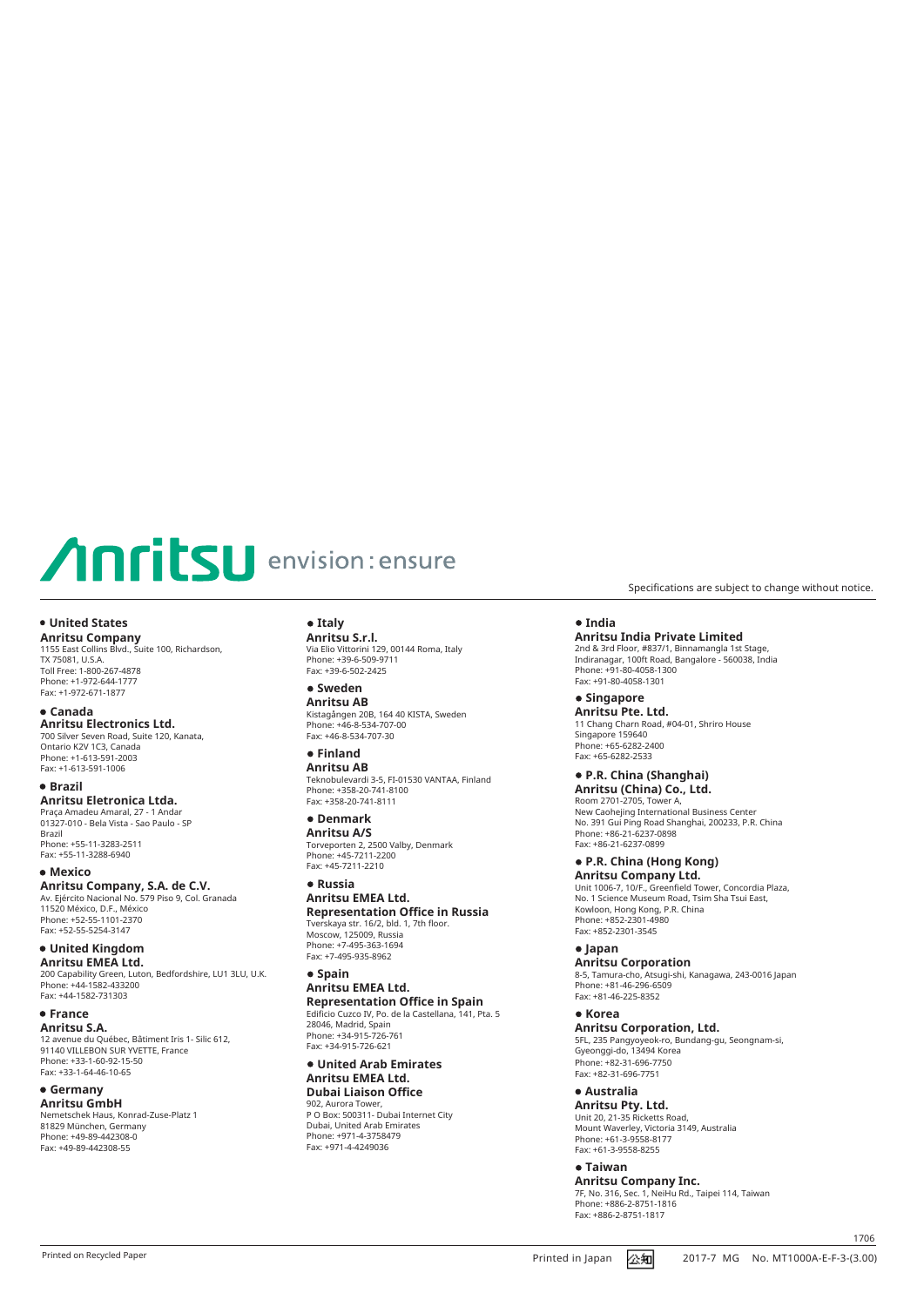Anritsu envision : ensure

Specifications are subject to change without notice.

- **United States**

**Anritsu Company**
1155 East Collins Blvd., Suite 100, Richardson, TX 75081, U.S.A.
Toll Free: 1-800-267-4878
Phone: +1-972-644-1777
Fax: +1-972-671-1877

- **Canada**

**Anritsu Electronics Ltd.**
700 Silver Seven Road, Suite 120, Kanata, Ontario K2V 1C3, Canada
Phone: +1-613-591-2003
Fax: +1-613-591-1006

- **Brazil**

**Anritsu Eletronica Ltda.**
Praça Amadeu Amaral, 27 - 1 Andar
01327-010 - Bela Vista - Sao Paulo - SP
Brazil
Phone: +55-11-3283-2511
Fax: +55-11-3288-6940

- **Mexico**

**Anritsu Company, S.A. de C.V.**
Av. Ejército Nacional No. 579 Piso 9, Col. Granada
11520 México, D.F., México
Phone: +52-55-1101-2370
Fax: +52-55-5254-3147

- **United Kingdom**

**Anritsu EMEA Ltd.**
200 Capability Green, Luton, Bedfordshire, LU1 3LU, U.K.
Phone: +44-1582-433200
Fax: +44-1582-731303

- **France**

**Anritsu S.A.**
12 avenue du Québec, Bâtiment Iris 1- Silic 612,
91140 VILLEBON SUR YVETTE, France
Phone: +33-1-60-92-15-50
Fax: +33-1-64-46-10-65

- **Germany**

**Anritsu GmbH**
Nemetschek Haus, Konrad-Zuse-Platz 1
81829 München, Germany
Phone: +49-89-442308-0
Fax: +49-89-442308-55

- **Italy**

**Anritsu S.r.l.**
Via Elio Vittorini 129, 00144 Roma, Italy
Phone: +39-6-509-9711
Fax: +39-6-502-2425

- **Sweden**

**Anritsu AB**
Kistagången 20B, 164 40 KISTA, Sweden
Phone: +46-8-534-707-00
Fax: +46-8-534-707-30

- **Finland**

**Anritsu AB**
Teknobulevardi 3-5, FI-01530 VANTAA, Finland
Phone: +358-20-741-8100
Fax: +358-20-741-8111

- **Denmark**

**Anritsu A/S**
Torveporten 2, 2500 Valby, Denmark
Phone: +45-7211-2200
Fax: +45-7211-2210

- **Russia**

**Anritsu EMEA Ltd.**
**Representation Office in Russia**
Tverskaya str. 16/2, bld. 1, 7th floor.
Moscow, 125009, Russia
Phone: +7-495-363-1694
Fax: +7-495-935-8962

- **Spain**

**Anritsu EMEA Ltd.**
**Representation Office in Spain**
Edificio Cuzco IV, Po. de la Castellana, 141, Pta. 5
28046, Madrid, Spain
Phone: +34-915-726-761
Fax: +34-915-726-621

- **United Arab Emirates**

**Anritsu EMEA Ltd.**
**Dubai Liaison Office**
902, Aurora Tower,
P O Box: 500311- Dubai Internet City
Dubai, United Arab Emirates
Phone: +971-4-3758479
Fax: +971-4-4249036

- **India**

**Anritsu India Private Limited**
2nd & 3rd Floor, #837/1, Binnamangla 1st Stage, Indiranagar, 100ft Road, Bangalore - 560038, India
Phone: +91-80-4058-1300
Fax: +91-80-4058-1301

- **Singapore**

**Anritsu Pte. Ltd.**
11 Chang Charn Road, #04-01, Shriro House
Singapore 159640
Phone: +65-6282-2400
Fax: +65-6282-2533

- **P.R. China (Shanghai)**

**Anritsu (China) Co., Ltd.**
Room 2701-2705, Tower A,
New Caohejing International Business Center
No. 391 Gui Ping Road Shanghai, 200233, P.R. China
Phone: +86-21-6237-0898
Fax: +86-21-6237-0899

- **P.R. China (Hong Kong)**

**Anritsu Company Ltd.**
Unit 1006-7, 10/F., Greenfield Tower, Concordia Plaza,
No. 1 Science Museum Road, Tsim Sha Tsui East,
Kowloon, Hong Kong, P.R. China
Phone: +852-2301-4980
Fax: +852-2301-3545

- **Japan**

**Anritsu Corporation**
8-5, Tamura-cho, Atsugi-shi, Kanagawa, 243-0016 Japan
Phone: +81-46-296-6509
Fax: +81-46-225-8352

- **Korea**

**Anritsu Corporation, Ltd.**
5FL, 235 Pangyoyeok-ro, Bundang-gu, Seongnam-si, Gyeonggi-do, 13494 Korea
Phone: +82-31-696-7750
Fax: +82-31-696-7751

- **Australia**

**Anritsu Pty. Ltd.**
Unit 20, 21-35 Ricketts Road,
Mount Waverley, Victoria 3149, Australia
Phone: +61-3-9558-8177
Fax: +61-3-9558-8255

- **Taiwan**

**Anritsu Company Inc.**
7F, No. 316, Sec. 1, NeiHu Rd., Taipei 114, Taiwan
Phone: +886-2-8751-1816
Fax: +886-2-8751-1817

1706

Printed on Recycled Paper

Printed in Japan 公知 2017-7 MG No. MT1000A-E-F-3-(3.00)